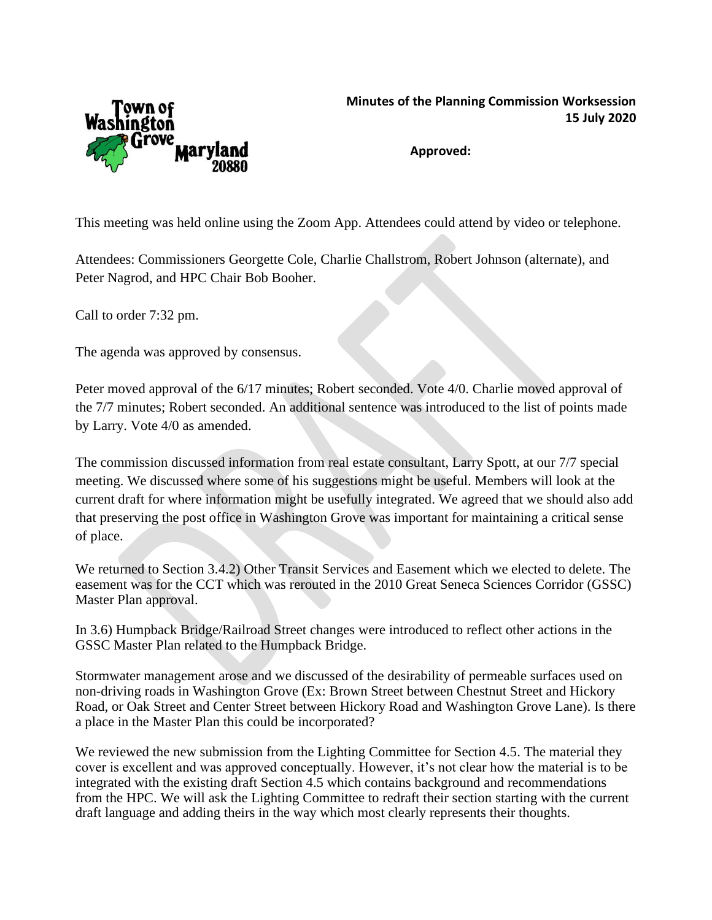**Minutes of the Planning Commission Worksession**
**15 July 2020**

**Approved:**

This meeting was held online using the Zoom App. Attendees could attend by video or telephone.

Attendees: Commissioners Georgette Cole, Charlie Challstrom, Robert Johnson (alternate), and Peter Nagrod, and HPC Chair Bob Booher.

Call to order 7:32 pm.

The agenda was approved by consensus.

Peter moved approval of the 6/17 minutes; Robert seconded. Vote 4/0. Charlie moved approval of the 7/7 minutes; Robert seconded. An additional sentence was introduced to the list of points made by Larry. Vote 4/0 as amended.

The commission discussed information from real estate consultant, Larry Spott, at our 7/7 special meeting. We discussed where some of his suggestions might be useful. Members will look at the current draft for where information might be usefully integrated. We agreed that we should also add that preserving the post office in Washington Grove was important for maintaining a critical sense of place.

We returned to Section 3.4.2) Other Transit Services and Easement which we elected to delete. The easement was for the CCT which was rerouted in the 2010 Great Seneca Sciences Corridor (GSSC) Master Plan approval.

In 3.6) Humpback Bridge/Railroad Street changes were introduced to reflect other actions in the GSSC Master Plan related to the Humpback Bridge.

Stormwater management arose and we discussed of the desirability of permeable surfaces used on non-driving roads in Washington Grove (Ex: Brown Street between Chestnut Street and Hickory Road, or Oak Street and Center Street between Hickory Road and Washington Grove Lane). Is there a place in the Master Plan this could be incorporated?

We reviewed the new submission from the Lighting Committee for Section 4.5. The material they cover is excellent and was approved conceptually. However, it's not clear how the material is to be integrated with the existing draft Section 4.5 which contains background and recommendations from the HPC. We will ask the Lighting Committee to redraft their section starting with the current draft language and adding theirs in the way which most clearly represents their thoughts.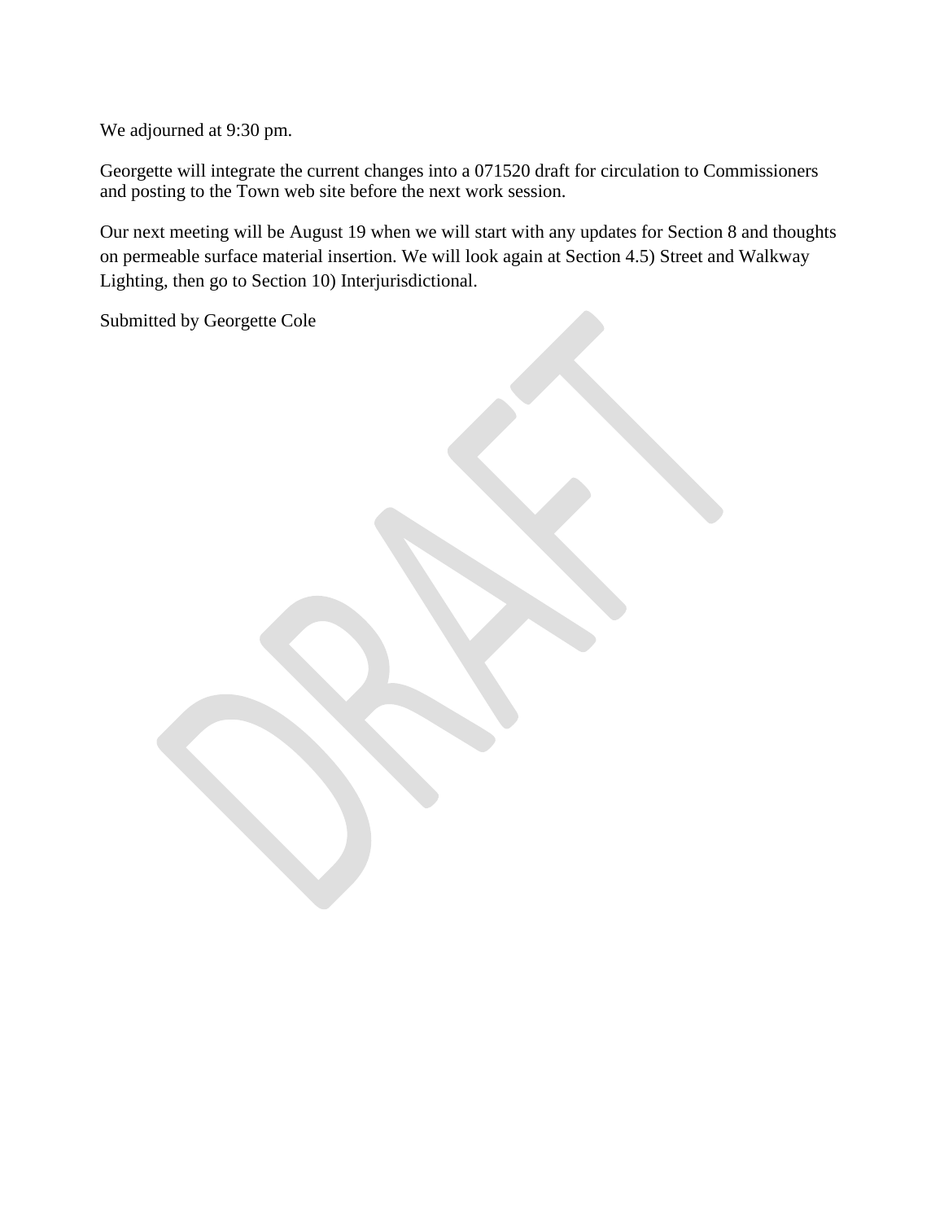We adjourned at 9:30 pm.

Georgette will integrate the current changes into a 071520 draft for circulation to Commissioners and posting to the Town web site before the next work session.

Our next meeting will be August 19 when we will start with any updates for Section 8 and thoughts on permeable surface material insertion. We will look again at Section 4.5) Street and Walkway Lighting, then go to Section 10) Interjurisdictional.

Submitted by Georgette Cole